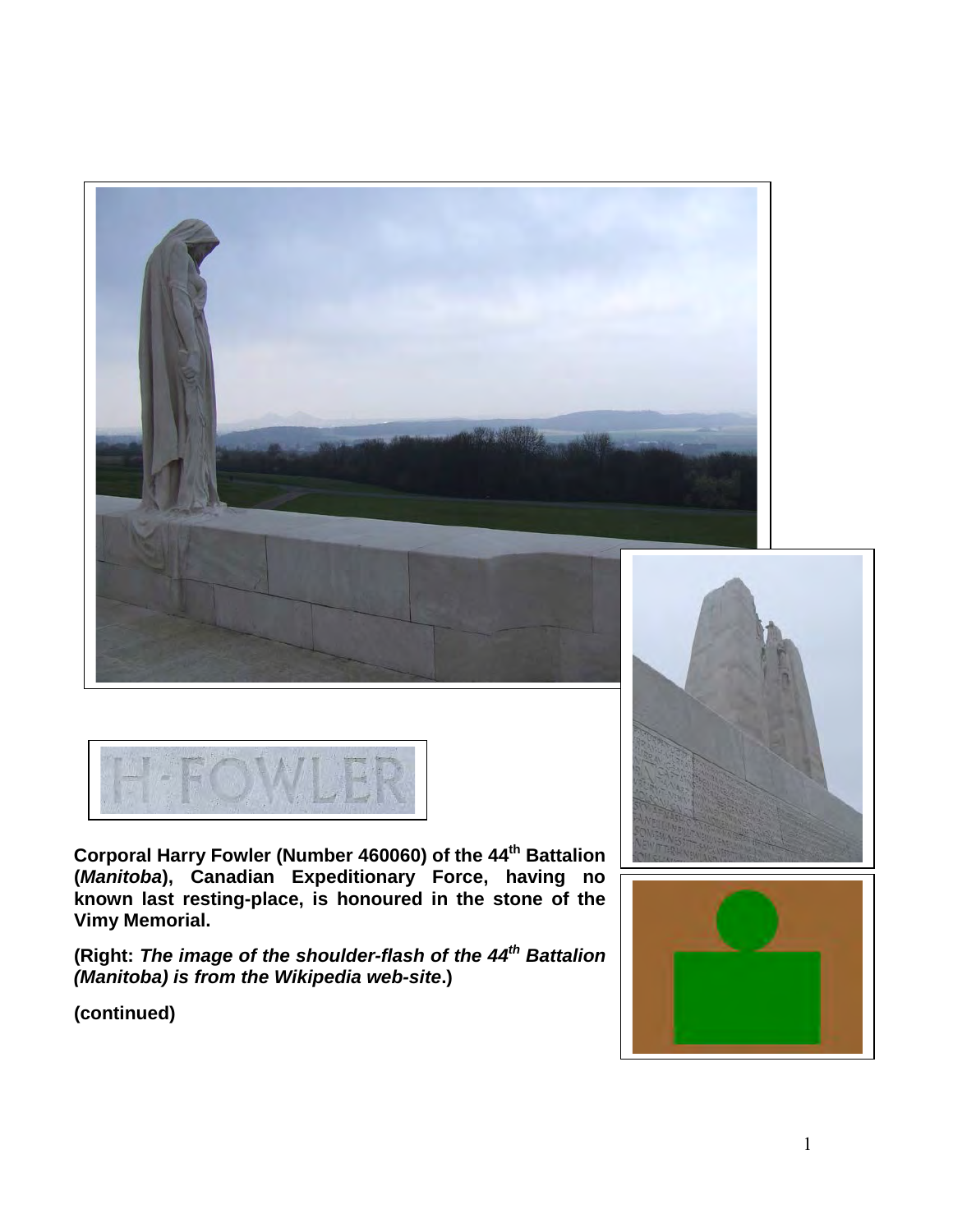H·FOWLER

**Corporal Harry Fowler (Number 460060) of the 44th Battalion (*Manitoba*), Canadian Expeditionary Force, having no known last resting-place, is honoured in the stone of the Vimy Memorial.**

**(Right: *The image of the shoulder-flash of the 44th Battalion (Manitoba) is from the Wikipedia web-site*.)**

**(continued)**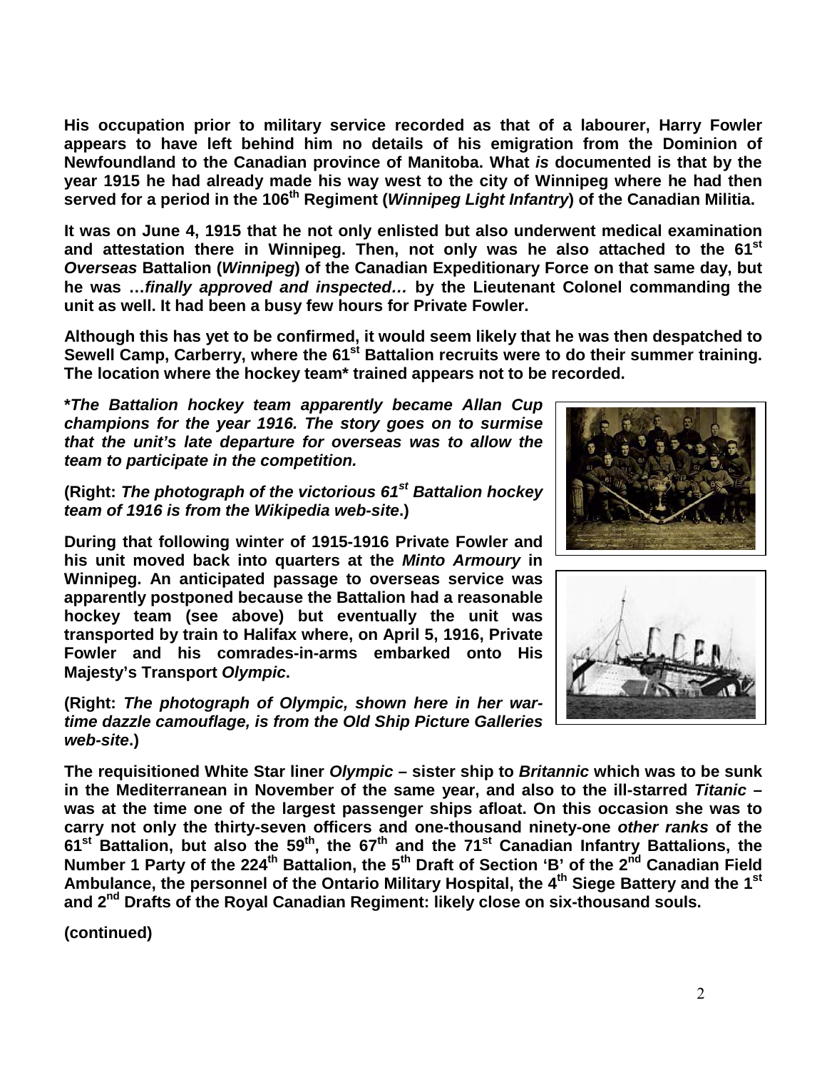**His occupation prior to military service recorded as that of a labourer, Harry Fowler appears to have left behind him no details of his emigration from the Dominion of Newfoundland to the Canadian province of Manitoba. What *is* documented is that by the year 1915 he had already made his way west to the city of Winnipeg where he had then served for a period in the 106th Regiment (*Winnipeg Light Infantry*) of the Canadian Militia.**

**It was on June 4, 1915 that he not only enlisted but also underwent medical examination and attestation there in Winnipeg. Then, not only was he also attached to the 61st *Overseas* Battalion (*Winnipeg*) of the Canadian Expeditionary Force on that same day, but he was …*finally approved and inspected…* by the Lieutenant Colonel commanding the unit as well. It had been a busy few hours for Private Fowler.**

**Although this has yet to be confirmed, it would seem likely that he was then despatched to Sewell Camp, Carberry, where the 61st Battalion recruits were to do their summer training. The location where the hockey team* trained appears not to be recorded.**

***The Battalion hockey team apparently became Allan Cup champions for the year 1916. The story goes on to surmise that the unit's late departure for overseas was to allow the team to participate in the competition.***

**(Right: *The photograph of the victorious 61st Battalion hockey team of 1916 is from the Wikipedia web-site*.)**

**During that following winter of 1915-1916 Private Fowler and his unit moved back into quarters at the *Minto Armoury* in Winnipeg. An anticipated passage to overseas service was apparently postponed because the Battalion had a reasonable hockey team (see above) but eventually the unit was transported by train to Halifax where, on April 5, 1916, Private Fowler and his comrades-in-arms embarked onto His Majesty's Transport *Olympic*.**

**(Right: *The photograph of Olympic, shown here in her war-time dazzle camouflage, is from the Old Ship Picture Galleries web-site*.)**

**The requisitioned White Star liner *Olympic* – sister ship to *Britannic* which was to be sunk in the Mediterranean in November of the same year, and also to the ill-starred *Titanic* – was at the time one of the largest passenger ships afloat. On this occasion she was to carry not only the thirty-seven officers and one-thousand ninety-one *other ranks* of the 61st Battalion, but also the 59th, the 67th and the 71st Canadian Infantry Battalions, the Number 1 Party of the 224th Battalion, the 5th Draft of Section 'B' of the 2nd Canadian Field Ambulance, the personnel of the Ontario Military Hospital, the 4th Siege Battery and the 1st and 2nd Drafts of the Royal Canadian Regiment: likely close on six-thousand souls.**

**(continued)**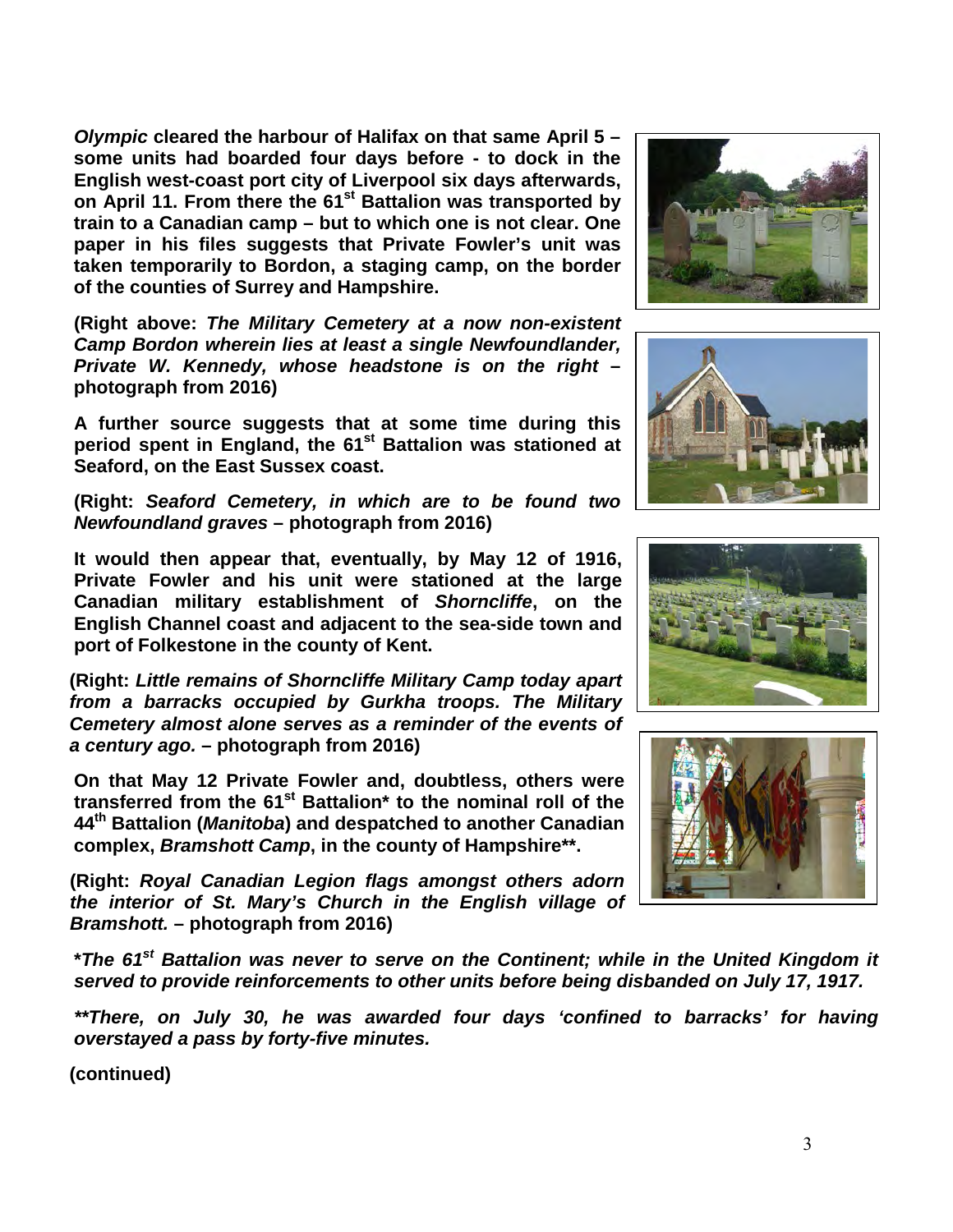***Olympic*** **cleared the harbour of Halifax on that same April 5 – some units had boarded four days before - to dock in the English west-coast port city of Liverpool six days afterwards, on April 11. From there the 61st Battalion was transported by train to a Canadian camp – but to which one is not clear. One paper in his files suggests that Private Fowler's unit was taken temporarily to Bordon, a staging camp, on the border of the counties of Surrey and Hampshire.**

**(Right above: *The Military Cemetery at a now non-existent Camp Bordon wherein lies at least a single Newfoundlander, Private W. Kennedy, whose headstone is on the right* – photograph from 2016)**

**A further source suggests that at some time during this period spent in England, the 61st Battalion was stationed at Seaford, on the East Sussex coast.**

**(Right: *Seaford Cemetery, in which are to be found two Newfoundland graves* – photograph from 2016)**

**It would then appear that, eventually, by May 12 of 1916, Private Fowler and his unit were stationed at the large Canadian military establishment of *Shorncliffe*, on the English Channel coast and adjacent to the sea-side town and port of Folkestone in the county of Kent.**

**(Right: *Little remains of Shorncliffe Military Camp today apart from a barracks occupied by Gurkha troops. The Military Cemetery almost alone serves as a reminder of the events of a century ago.* – photograph from 2016)**

**On that May 12 Private Fowler and, doubtless, others were transferred from the 61st Battalion* to the nominal roll of the 44th Battalion (*Manitoba*) and despatched to another Canadian complex, *Bramshott Camp*, in the county of Hampshire**.**

**(Right: *Royal Canadian Legion flags amongst others adorn the interior of St. Mary's Church in the English village of Bramshott.* – photograph from 2016)**

***\*The 61st Battalion was never to serve on the Continent; while in the United Kingdom it served to provide reinforcements to other units before being disbanded on July 17, 1917.***

***\*\*There, on July 30, he was awarded four days 'confined to barracks' for having overstayed a pass by forty-five minutes.***

**(continued)**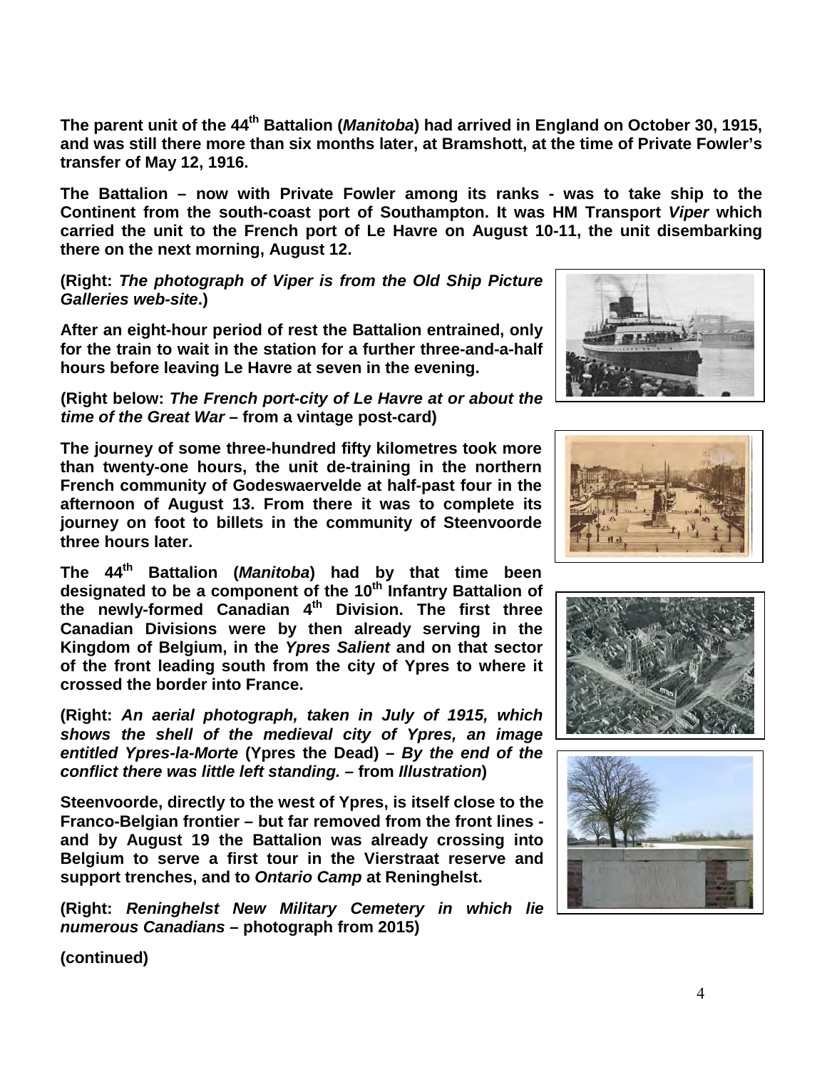**The parent unit of the 44th Battalion (*Manitoba*) had arrived in England on October 30, 1915, and was still there more than six months later, at Bramshott, at the time of Private Fowler's transfer of May 12, 1916.**

**The Battalion – now with Private Fowler among its ranks - was to take ship to the Continent from the south-coast port of Southampton. It was HM Transport *Viper* which carried the unit to the French port of Le Havre on August 10-11, the unit disembarking there on the next morning, August 12.**

**(Right: *The photograph of Viper is from the Old Ship Picture Galleries web-site*.)**

**After an eight-hour period of rest the Battalion entrained, only for the train to wait in the station for a further three-and-a-half hours before leaving Le Havre at seven in the evening.**

**(Right below: *The French port-city of Le Havre at or about the time of the Great War* – from a vintage post-card)**

**The journey of some three-hundred fifty kilometres took more than twenty-one hours, the unit de-training in the northern French community of Godeswaervelde at half-past four in the afternoon of August 13. From there it was to complete its journey on foot to billets in the community of Steenvoorde three hours later.**

**The 44th Battalion (*Manitoba*) had by that time been designated to be a component of the 10th Infantry Battalion of the newly-formed Canadian 4th Division. The first three Canadian Divisions were by then already serving in the Kingdom of Belgium, in the *Ypres Salient* and on that sector of the front leading south from the city of Ypres to where it crossed the border into France.**

**(Right: *An aerial photograph, taken in July of 1915, which shows the shell of the medieval city of Ypres, an image entitled Ypres-la-Morte* (Ypres the Dead) – *By the end of the conflict there was little left standing.* – from *Illustration*)**

**Steenvoorde, directly to the west of Ypres, is itself close to the Franco-Belgian frontier – but far removed from the front lines - and by August 19 the Battalion was already crossing into Belgium to serve a first tour in the Vierstraat reserve and support trenches, and to *Ontario Camp* at Reninghelst.**

**(Right: *Reninghelst New Military Cemetery in which lie numerous Canadians* – photograph from 2015)**

**(continued)**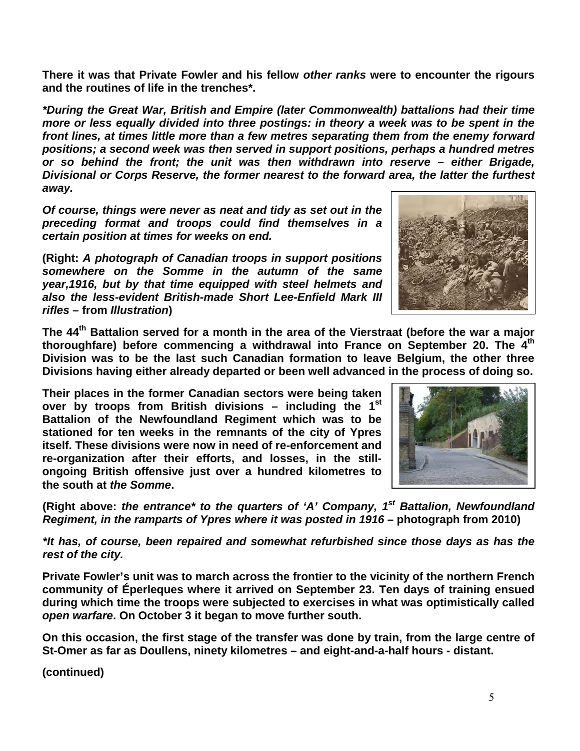**There it was that Private Fowler and his fellow *other ranks* were to encounter the rigours and the routines of life in the trenches*.**

***During the Great War, British and Empire (later Commonwealth) battalions had their time more or less equally divided into three postings: in theory a week was to be spent in the front lines, at times little more than a few metres separating them from the enemy forward positions; a second week was then served in support positions, perhaps a hundred metres or so behind the front; the unit was then withdrawn into reserve – either Brigade, Divisional or Corps Reserve, the former nearest to the forward area, the latter the furthest away.***

***Of course, things were never as neat and tidy as set out in the preceding format and troops could find themselves in a certain position at times for weeks on end.***

**(Right: *A photograph of Canadian troops in support positions somewhere on the Somme in the autumn of the same year,1916, but by that time equipped with steel helmets and also the less-evident British-made Short Lee-Enfield Mark III rifles* – from *Illustration*)**

**The 44th Battalion served for a month in the area of the Vierstraat (before the war a major thoroughfare) before commencing a withdrawal into France on September 20. The 4th Division was to be the last such Canadian formation to leave Belgium, the other three Divisions having either already departed or been well advanced in the process of doing so.**

**Their places in the former Canadian sectors were being taken over by troops from British divisions – including the 1st Battalion of the Newfoundland Regiment which was to be stationed for ten weeks in the remnants of the city of Ypres itself. These divisions were now in need of re-enforcement and re-organization after their efforts, and losses, in the still-ongoing British offensive just over a hundred kilometres to the south at *the Somme*.**

**(Right above: *the entrance* to the quarters of 'A' Company, 1st Battalion, Newfoundland Regiment, in the ramparts of Ypres where it was posted in 1916* – photograph from 2010)**

***It has, of course, been repaired and somewhat refurbished since those days as has the rest of the city.***

**Private Fowler's unit was to march across the frontier to the vicinity of the northern French community of Éperleques where it arrived on September 23. Ten days of training ensued during which time the troops were subjected to exercises in what was optimistically called *open warfare*. On October 3 it began to move further south.**

**On this occasion, the first stage of the transfer was done by train, from the large centre of St-Omer as far as Doullens, ninety kilometres – and eight-and-a-half hours - distant.**

**(continued)**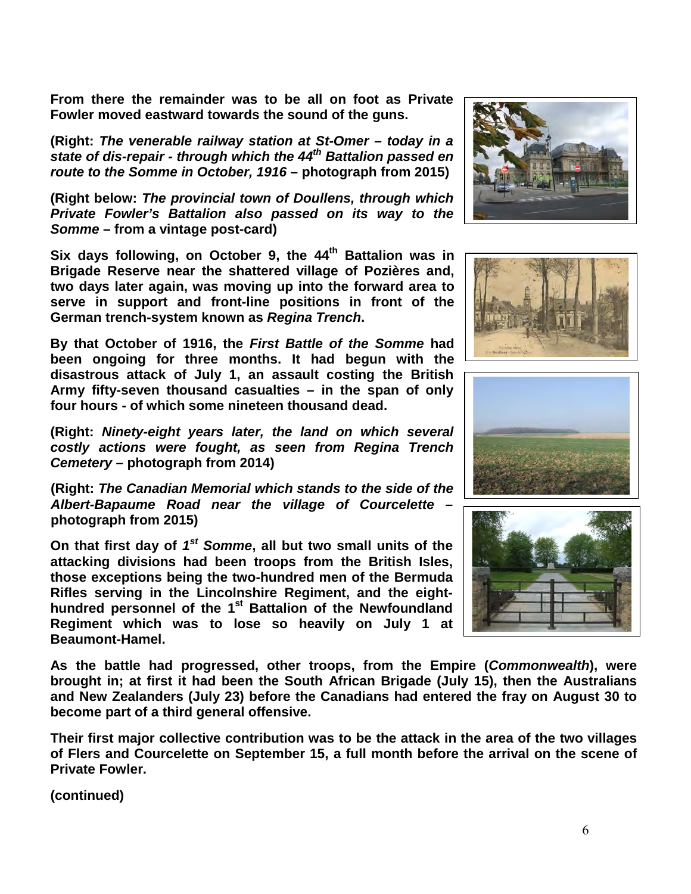**From there the remainder was to be all on foot as Private Fowler moved eastward towards the sound of the guns.**

**(Right: *The venerable railway station at St-Omer – today in a state of dis-repair - through which the 44th Battalion passed en route to the Somme in October, 1916* – photograph from 2015)**

**(Right below: *The provincial town of Doullens, through which Private Fowler's Battalion also passed on its way to the Somme* – from a vintage post-card)**

**Six days following, on October 9, the 44th Battalion was in Brigade Reserve near the shattered village of Pozières and, two days later again, was moving up into the forward area to serve in support and front-line positions in front of the German trench-system known as *Regina Trench*.**

**By that October of 1916, the *First Battle of the Somme* had been ongoing for three months. It had begun with the disastrous attack of July 1, an assault costing the British Army fifty-seven thousand casualties – in the span of only four hours - of which some nineteen thousand dead.**

**(Right: *Ninety-eight years later, the land on which several costly actions were fought, as seen from Regina Trench Cemetery* – photograph from 2014)**

**(Right: *The Canadian Memorial which stands to the side of the Albert-Bapaume Road near the village of Courcelette* – photograph from 2015)**

**On that first day of *1st Somme*, all but two small units of the attacking divisions had been troops from the British Isles, those exceptions being the two-hundred men of the Bermuda Rifles serving in the Lincolnshire Regiment, and the eight-hundred personnel of the 1st Battalion of the Newfoundland Regiment which was to lose so heavily on July 1 at Beaumont-Hamel.**

**As the battle had progressed, other troops, from the Empire (*Commonwealth*), were brought in; at first it had been the South African Brigade (July 15), then the Australians and New Zealanders (July 23) before the Canadians had entered the fray on August 30 to become part of a third general offensive.**

**Their first major collective contribution was to be the attack in the area of the two villages of Flers and Courcelette on September 15, a full month before the arrival on the scene of Private Fowler.**

**(continued)**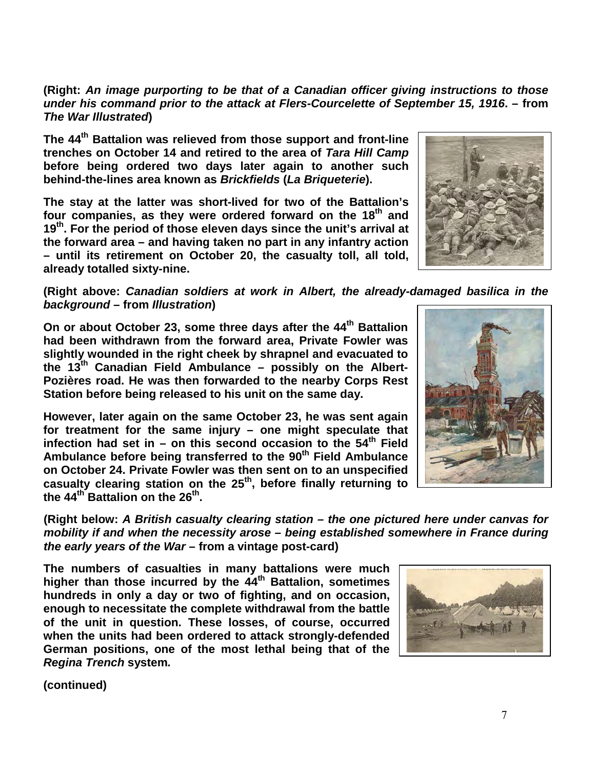**(Right: *An image purporting to be that of a Canadian officer giving instructions to those under his command prior to the attack at Flers-Courcelette of September 15, 1916*. – from *The War Illustrated*)**

**The 44th Battalion was relieved from those support and front-line trenches on October 14 and retired to the area of *Tara Hill Camp* before being ordered two days later again to another such behind-the-lines area known as *Brickfields* (*La Briqueterie*).**

**The stay at the latter was short-lived for two of the Battalion's four companies, as they were ordered forward on the 18th and 19th. For the period of those eleven days since the unit's arrival at the forward area – and having taken no part in any infantry action – until its retirement on October 20, the casualty toll, all told, already totalled sixty-nine.**

**(Right above: *Canadian soldiers at work in Albert, the already-damaged basilica in the background* – from *Illustration*)**

**On or about October 23, some three days after the 44th Battalion had been withdrawn from the forward area, Private Fowler was slightly wounded in the right cheek by shrapnel and evacuated to the 13th Canadian Field Ambulance – possibly on the Albert-Pozières road. He was then forwarded to the nearby Corps Rest Station before being released to his unit on the same day.**

**However, later again on the same October 23, he was sent again for treatment for the same injury – one might speculate that infection had set in – on this second occasion to the 54th Field Ambulance before being transferred to the 90th Field Ambulance on October 24. Private Fowler was then sent on to an unspecified casualty clearing station on the 25th, before finally returning to the 44th Battalion on the 26th.**

**(Right below: *A British casualty clearing station – the one pictured here under canvas for mobility if and when the necessity arose – being established somewhere in France during the early years of the War* – from a vintage post-card)**

**The numbers of casualties in many battalions were much higher than those incurred by the 44th Battalion, sometimes hundreds in only a day or two of fighting, and on occasion, enough to necessitate the complete withdrawal from the battle of the unit in question. These losses, of course, occurred when the units had been ordered to attack strongly-defended German positions, one of the most lethal being that of the *Regina Trench* system.**

**(continued)**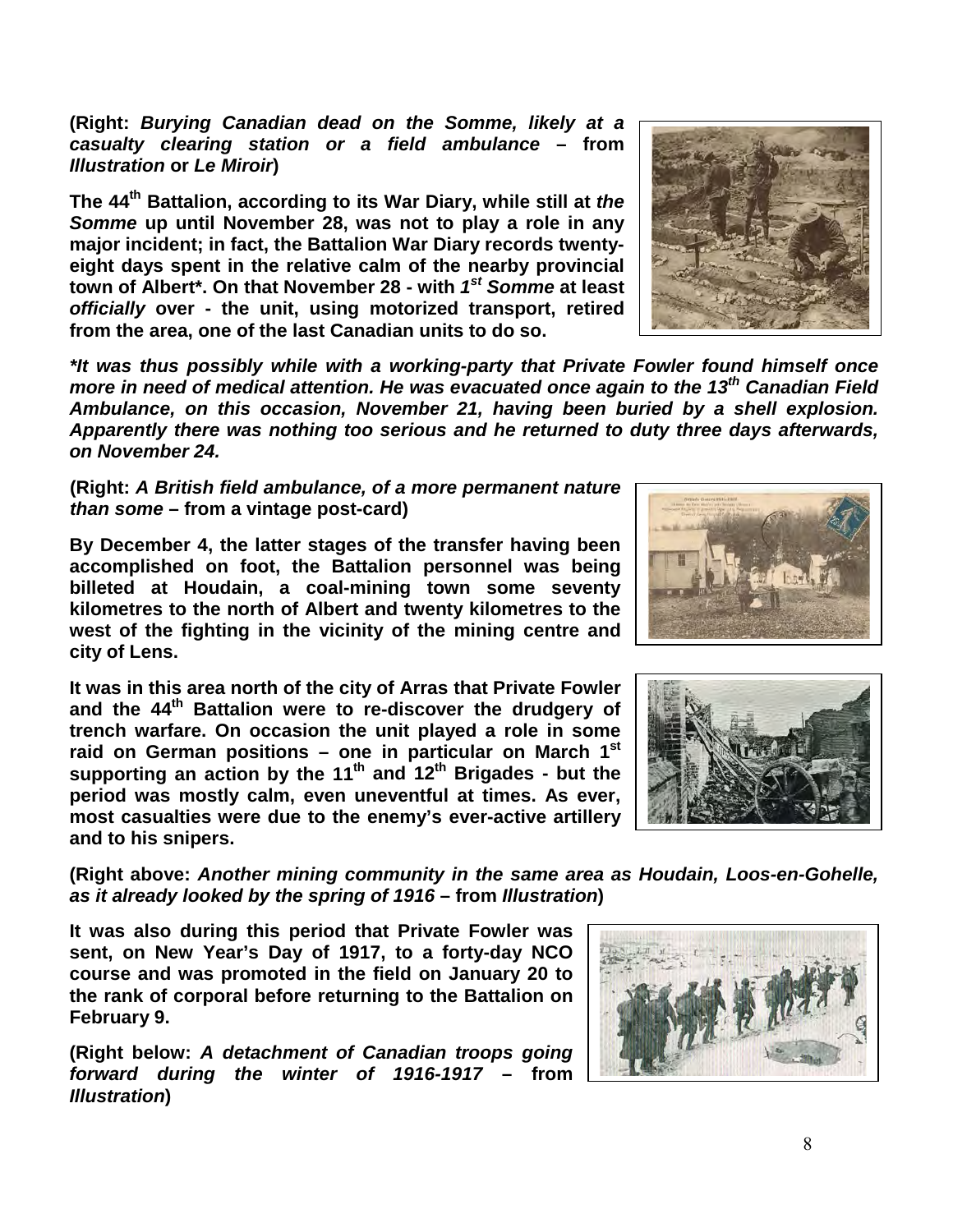**(Right: *Burying Canadian dead on the Somme, likely at a casualty clearing station or a field ambulance* – from *Illustration* or *Le Miroir*)**

**The 44th Battalion, according to its War Diary, while still at *the Somme* up until November 28, was not to play a role in any major incident; in fact, the Battalion War Diary records twenty-eight days spent in the relative calm of the nearby provincial town of Albert\*. On that November 28 - with *1st Somme* at least *officially* over - the unit, using motorized transport, retired from the area, one of the last Canadian units to do so.**

***\*It was thus possibly while with a working-party that Private Fowler found himself once more in need of medical attention. He was evacuated once again to the 13th Canadian Field Ambulance, on this occasion, November 21, having been buried by a shell explosion. Apparently there was nothing too serious and he returned to duty three days afterwards, on November 24.***

**(Right: *A British field ambulance, of a more permanent nature than some* – from a vintage post-card)**

**By December 4, the latter stages of the transfer having been accomplished on foot, the Battalion personnel was being billeted at Houdain, a coal-mining town some seventy kilometres to the north of Albert and twenty kilometres to the west of the fighting in the vicinity of the mining centre and city of Lens.**

**It was in this area north of the city of Arras that Private Fowler and the 44th Battalion were to re-discover the drudgery of trench warfare. On occasion the unit played a role in some raid on German positions – one in particular on March 1st supporting an action by the 11th and 12th Brigades - but the period was mostly calm, even uneventful at times. As ever, most casualties were due to the enemy's ever-active artillery and to his snipers.**

**(Right above: *Another mining community in the same area as Houdain, Loos-en-Gohelle, as it already looked by the spring of 1916* – from *Illustration*)**

**It was also during this period that Private Fowler was sent, on New Year's Day of 1917, to a forty-day NCO course and was promoted in the field on January 20 to the rank of corporal before returning to the Battalion on February 9.**

**(Right below: *A detachment of Canadian troops going forward during the winter of 1916-1917* – from *Illustration*)**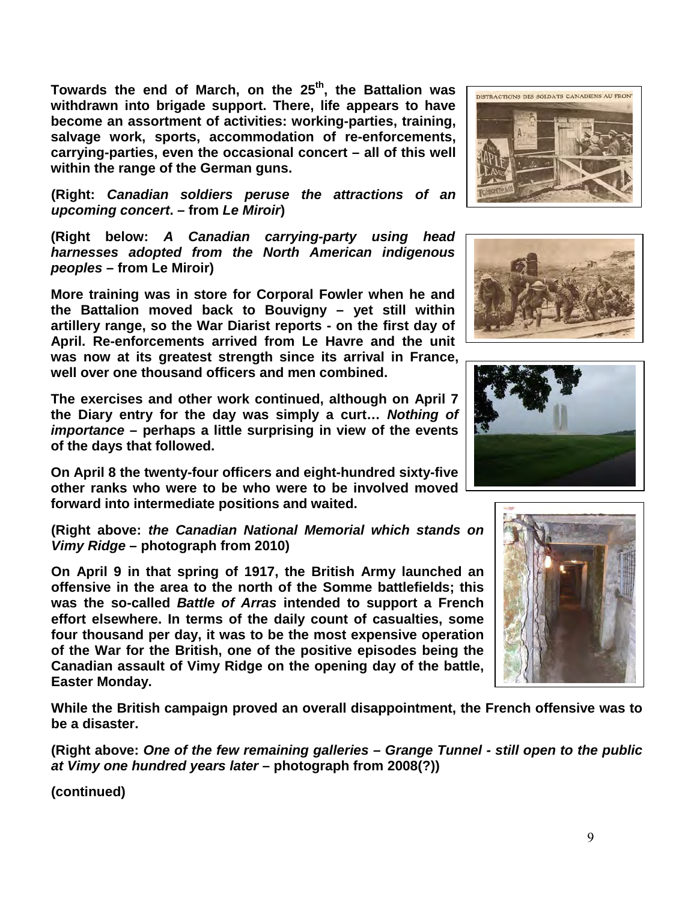**Towards the end of March, on the 25th, the Battalion was withdrawn into brigade support. There, life appears to have become an assortment of activities: working-parties, training, salvage work, sports, accommodation of re-enforcements, carrying-parties, even the occasional concert – all of this well within the range of the German guns.**

**(Right: *Canadian soldiers peruse the attractions of an upcoming concert*. – from *Le Miroir*)**

**(Right below: *A Canadian carrying-party using head harnesses adopted from the North American indigenous peoples* – from Le Miroir)**

**More training was in store for Corporal Fowler when he and the Battalion moved back to Bouvigny – yet still within artillery range, so the War Diarist reports - on the first day of April. Re-enforcements arrived from Le Havre and the unit was now at its greatest strength since its arrival in France, well over one thousand officers and men combined.**

**The exercises and other work continued, although on April 7 the Diary entry for the day was simply a curt…** ***Nothing of importance*** **– perhaps a little surprising in view of the events of the days that followed.**

**On April 8 the twenty-four officers and eight-hundred sixty-five other ranks who were to be who were to be involved moved forward into intermediate positions and waited.**

**(Right above: *the Canadian National Memorial which stands on Vimy Ridge* – photograph from 2010)**

**On April 9 in that spring of 1917, the British Army launched an offensive in the area to the north of the Somme battlefields; this was the so-called *Battle of Arras* intended to support a French effort elsewhere. In terms of the daily count of casualties, some four thousand per day, it was to be the most expensive operation of the War for the British, one of the positive episodes being the Canadian assault of Vimy Ridge on the opening day of the battle, Easter Monday.**

**While the British campaign proved an overall disappointment, the French offensive was to be a disaster.**

**(Right above: *One of the few remaining galleries – Grange Tunnel - still open to the public at Vimy one hundred years later* – photograph from 2008(?))**

**(continued)**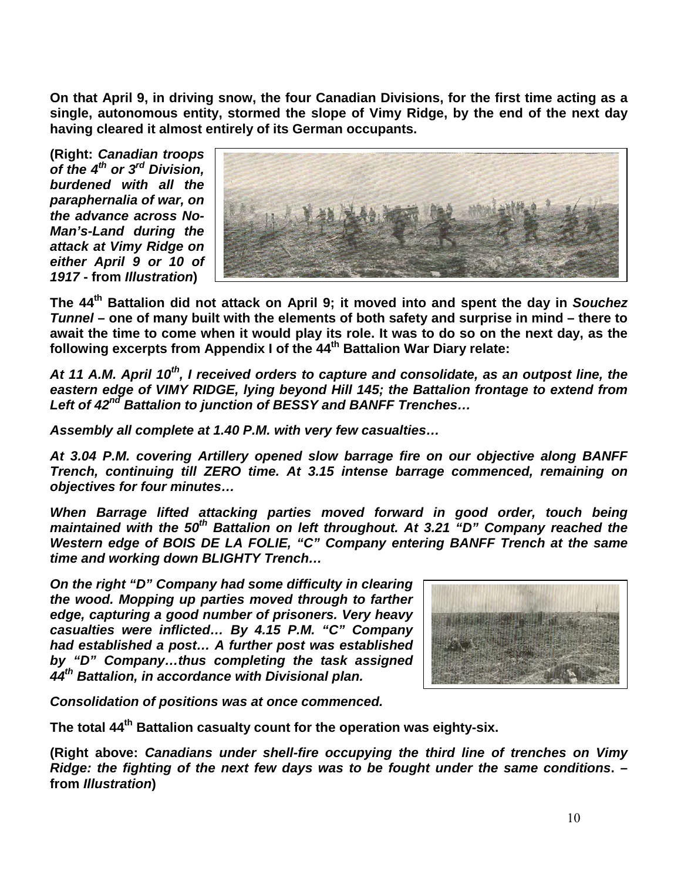**On that April 9, in driving snow, the four Canadian Divisions, for the first time acting as a single, autonomous entity, stormed the slope of Vimy Ridge, by the end of the next day having cleared it almost entirely of its German occupants.**

**(Right: *Canadian troops of the 4th or 3rd Division, burdened with all the paraphernalia of war, on the advance across No-Man's-Land during the attack at Vimy Ridge on either April 9 or 10 of 1917* - from *Illustration*)**

**The 44th Battalion did not attack on April 9; it moved into and spent the day in *Souchez Tunnel* – one of many built with the elements of both safety and surprise in mind – there to await the time to come when it would play its role. It was to do so on the next day, as the following excerpts from Appendix I of the 44th Battalion War Diary relate:**

***At 11 A.M. April 10th, I received orders to capture and consolidate, as an outpost line, the eastern edge of VIMY RIDGE, lying beyond Hill 145; the Battalion frontage to extend from Left of 42nd Battalion to junction of BESSY and BANFF Trenches…***

***Assembly all complete at 1.40 P.M. with very few casualties…***

***At 3.04 P.M. covering Artillery opened slow barrage fire on our objective along BANFF Trench, continuing till ZERO time. At 3.15 intense barrage commenced, remaining on objectives for four minutes…***

***When Barrage lifted attacking parties moved forward in good order, touch being maintained with the 50th Battalion on left throughout. At 3.21 "D" Company reached the Western edge of BOIS DE LA FOLIE, "C" Company entering BANFF Trench at the same time and working down BLIGHTY Trench…***

***On the right "D" Company had some difficulty in clearing the wood. Mopping up parties moved through to farther edge, capturing a good number of prisoners. Very heavy casualties were inflicted… By 4.15 P.M. "C" Company had established a post… A further post was established by "D" Company…thus completing the task assigned 44th Battalion, in accordance with Divisional plan.***

***Consolidation of positions was at once commenced.***

**The total 44th Battalion casualty count for the operation was eighty-six.**

**(Right above: *Canadians under shell-fire occupying the third line of trenches on Vimy Ridge: the fighting of the next few days was to be fought under the same conditions*. – from *Illustration*)**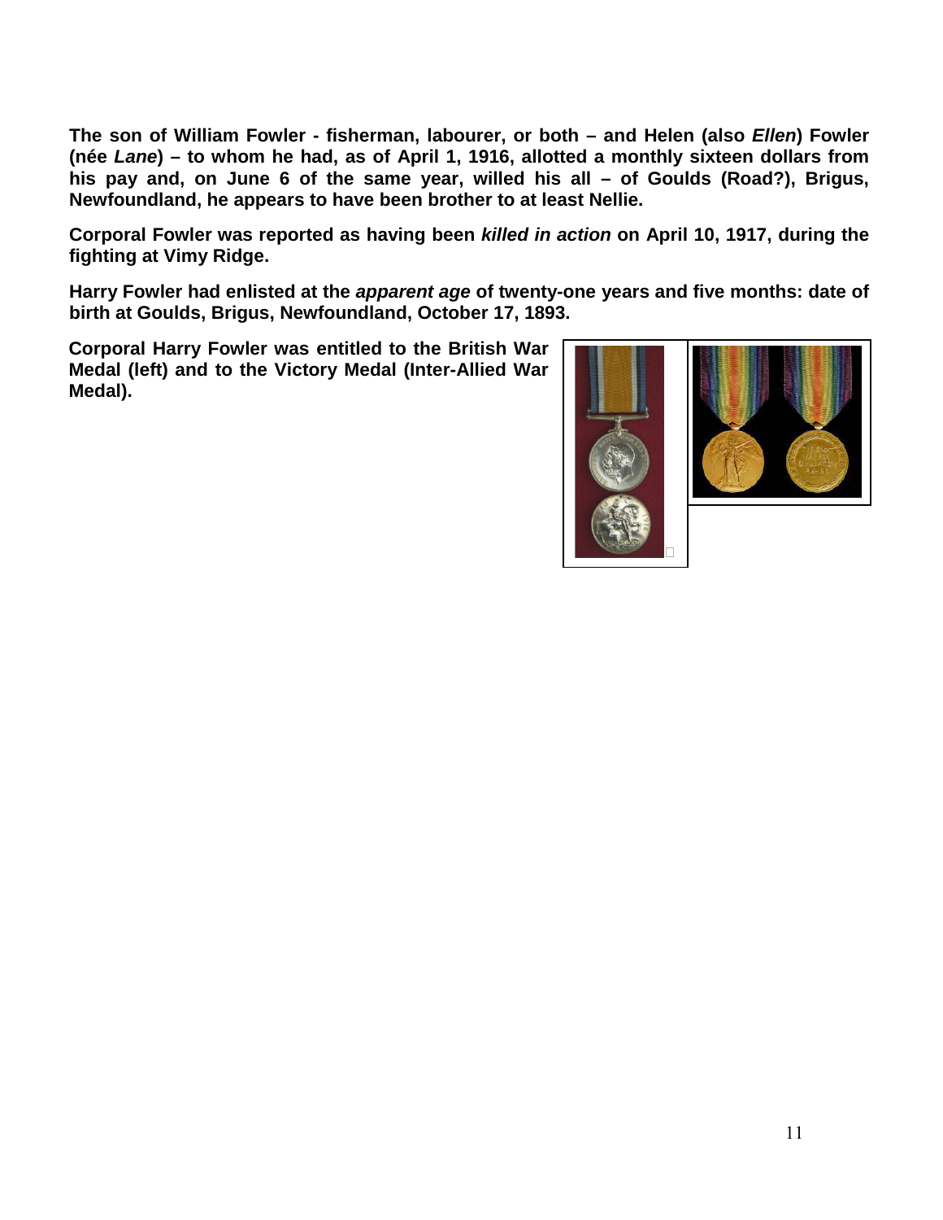**The son of William Fowler - fisherman, labourer, or both – and Helen (also *Ellen*) Fowler (née *Lane*) – to whom he had, as of April 1, 1916, allotted a monthly sixteen dollars from his pay and, on June 6 of the same year, willed his all – of Goulds (Road?), Brigus, Newfoundland, he appears to have been brother to at least Nellie.**

**Corporal Fowler was reported as having been *killed in action* on April 10, 1917, during the fighting at Vimy Ridge.**

**Harry Fowler had enlisted at the *apparent age* of twenty-one years and five months: date of birth at Goulds, Brigus, Newfoundland, October 17, 1893.**

**Corporal Harry Fowler was entitled to the British War Medal (left) and to the Victory Medal (Inter-Allied War Medal).**